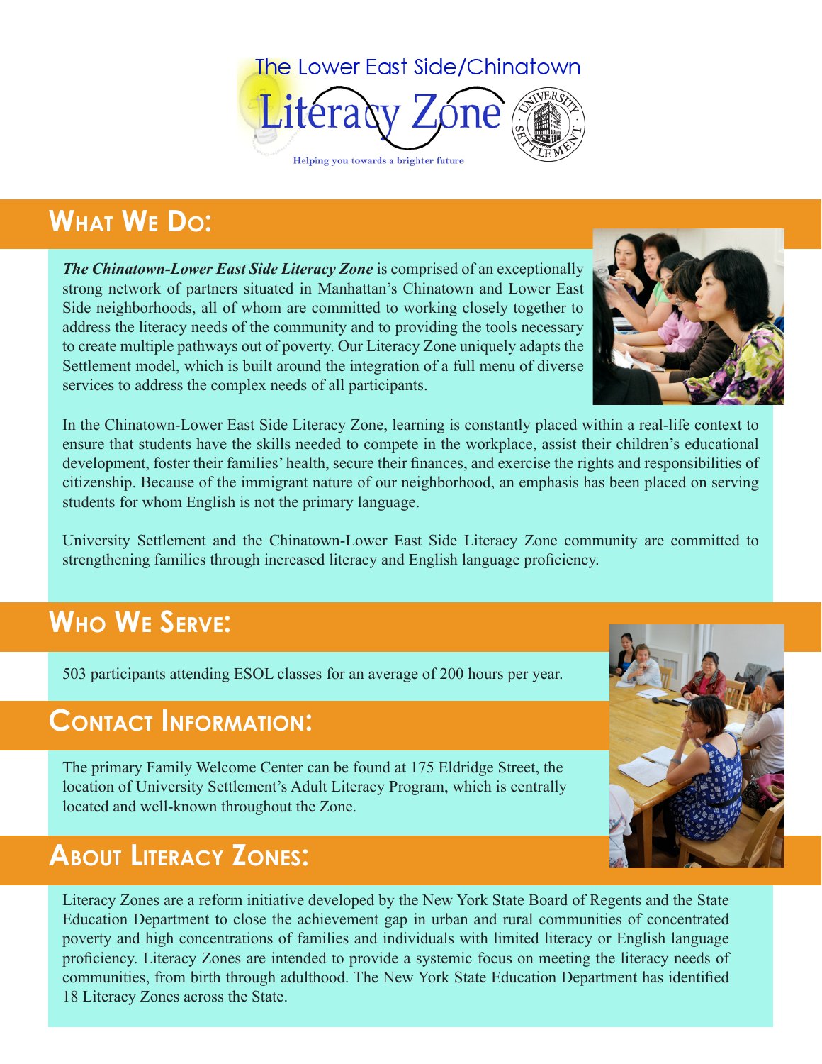The Lower East Side/Chinatown

# Literacy Zone

Helping you towards a brighter future

## What We Do:

***The Chinatown-Lower East Side Literacy Zone*** is comprised of an exceptionally strong network of partners situated in Manhattan's Chinatown and Lower East Side neighborhoods, all of whom are committed to working closely together to address the literacy needs of the community and to providing the tools necessary to create multiple pathways out of poverty. Our Literacy Zone uniquely adapts the Settlement model, which is built around the integration of a full menu of diverse services to address the complex needs of all participants.

In the Chinatown-Lower East Side Literacy Zone, learning is constantly placed within a real-life context to ensure that students have the skills needed to compete in the workplace, assist their children's educational development, foster their families' health, secure their finances, and exercise the rights and responsibilities of citizenship. Because of the immigrant nature of our neighborhood, an emphasis has been placed on serving students for whom English is not the primary language.

University Settlement and the Chinatown-Lower East Side Literacy Zone community are committed to strengthening families through increased literacy and English language proficiency.

## Who We Serve:

503 participants attending ESOL classes for an average of 200 hours per year.

## Contact Information:

The primary Family Welcome Center can be found at 175 Eldridge Street, the location of University Settlement's Adult Literacy Program, which is centrally located and well-known throughout the Zone.

## About Literacy Zones:

Literacy Zones are a reform initiative developed by the New York State Board of Regents and the State Education Department to close the achievement gap in urban and rural communities of concentrated poverty and high concentrations of families and individuals with limited literacy or English language proficiency. Literacy Zones are intended to provide a systemic focus on meeting the literacy needs of communities, from birth through adulthood. The New York State Education Department has identified 18 Literacy Zones across the State.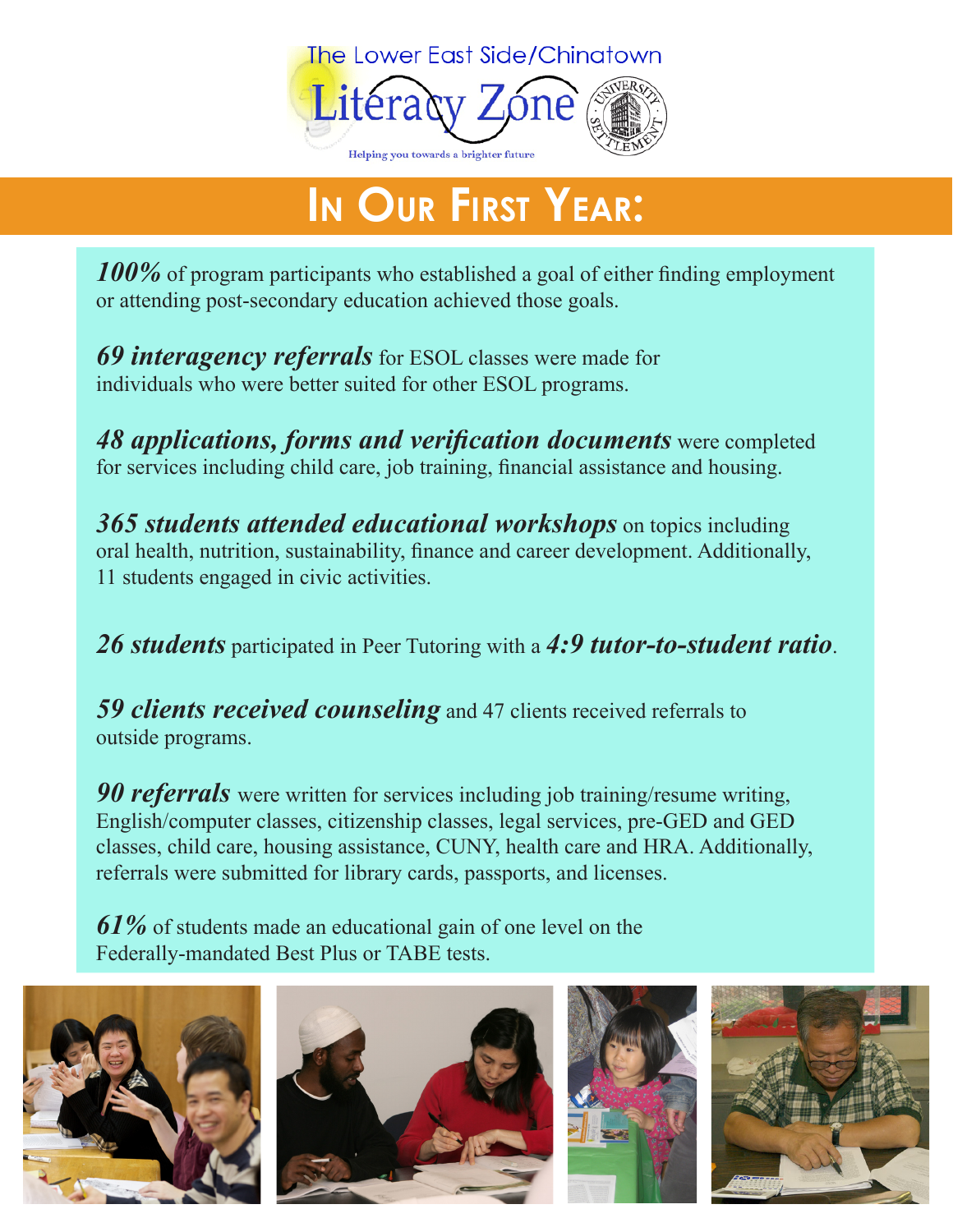The Lower East Side/Chinatown

Literacy Zone

Helping you towards a brighter future

# In Our First Year:

***100%*** of program participants who established a goal of either finding employment or attending post-secondary education achieved those goals.

***69 interagency referrals*** for ESOL classes were made for individuals who were better suited for other ESOL programs.

***48 applications, forms and verification documents*** were completed for services including child care, job training, financial assistance and housing.

***365 students attended educational workshops*** on topics including oral health, nutrition, sustainability, finance and career development. Additionally, 11 students engaged in civic activities.

***26 students*** participated in Peer Tutoring with a ***4:9 tutor-to-student ratio***.

***59 clients received counseling*** and 47 clients received referrals to outside programs.

***90 referrals*** were written for services including job training/resume writing, English/computer classes, citizenship classes, legal services, pre-GED and GED classes, child care, housing assistance, CUNY, health care and HRA. Additionally, referrals were submitted for library cards, passports, and licenses.

***61%*** of students made an educational gain of one level on the Federally-mandated Best Plus or TABE tests.